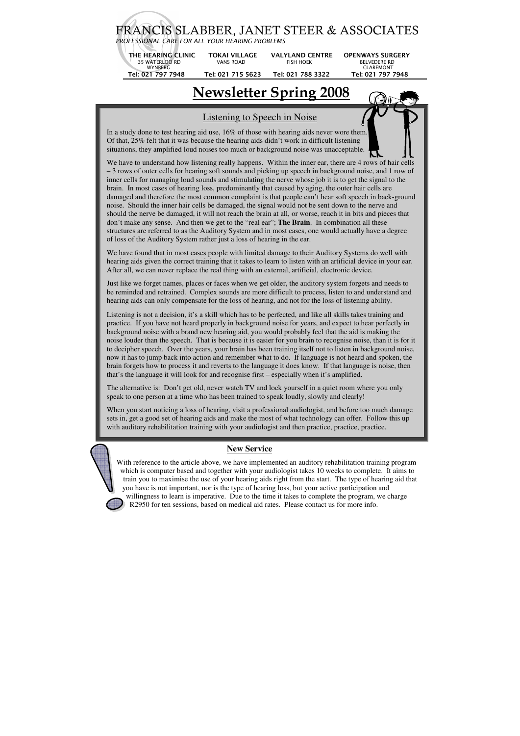# FRANCIS SLABBER, JANET STEER & ASSOCIATES

*PROFESSIONAL CARE FOR ALL YOUR HEARING PROBLEMS*

| | | | |
|---|---|---|---|
| **THE HEARING CLINIC**<br>35 WATERLOO RD<br>WYNBERG | **TOKAI VILLAGE**<br>VANS ROAD | **VALYLAND CENTRE**<br>FISH HOEK | **OPENWAYS SURGERY**<br>BELVEDERE RD<br>CLAREMONT |
| **Tel: 021 797 7948** | **Tel: 021 715 5623** | **Tel: 021 788 3322** | **Tel: 021 797 7948** |

# Newsletter Spring 2008

## Listening to Speech in Noise

In a study done to test hearing aid use, 16% of those with hearing aids never wore them. Of that, 25% felt that it was because the hearing aids didn't work in difficult listening situations, they amplified loud noises too much or background noise was unacceptable.

We have to understand how listening really happens. Within the inner ear, there are 4 rows of hair cells – 3 rows of outer cells for hearing soft sounds and picking up speech in background noise, and 1 row of inner cells for managing loud sounds and stimulating the nerve whose job it is to get the signal to the brain. In most cases of hearing loss, predominantly that caused by aging, the outer hair cells are damaged and therefore the most common complaint is that people can't hear soft speech in back-ground noise. Should the inner hair cells be damaged, the signal would not be sent down to the nerve and should the nerve be damaged, it will not reach the brain at all, or worse, reach it in bits and pieces that don't make any sense. And then we get to the "real ear"; **The Brain**. In combination all these structures are referred to as the Auditory System and in most cases, one would actually have a degree of loss of the Auditory System rather just a loss of hearing in the ear.

We have found that in most cases people with limited damage to their Auditory Systems do well with hearing aids given the correct training that it takes to learn to listen with an artificial device in your ear. After all, we can never replace the real thing with an external, artificial, electronic device.

Just like we forget names, places or faces when we get older, the auditory system forgets and needs to be reminded and retrained. Complex sounds are more difficult to process, listen to and understand and hearing aids can only compensate for the loss of hearing, and not for the loss of listening ability.

Listening is not a decision, it's a skill which has to be perfected, and like all skills takes training and practice. If you have not heard properly in background noise for years, and expect to hear perfectly in background noise with a brand new hearing aid, you would probably feel that the aid is making the noise louder than the speech. That is because it is easier for you brain to recognise noise, than it is for it to decipher speech. Over the years, your brain has been training itself not to listen in background noise, now it has to jump back into action and remember what to do. If language is not heard and spoken, the brain forgets how to process it and reverts to the language it does know. If that language is noise, then that's the language it will look for and recognise first – especially when it's amplified.

The alternative is: Don't get old, never watch TV and lock yourself in a quiet room where you only speak to one person at a time who has been trained to speak loudly, slowly and clearly!

When you start noticing a loss of hearing, visit a professional audiologist, and before too much damage sets in, get a good set of hearing aids and make the most of what technology can offer. Follow this up with auditory rehabilitation training with your audiologist and then practice, practice, practice.

## New Service

With reference to the article above, we have implemented an auditory rehabilitation training program which is computer based and together with your audiologist takes 10 weeks to complete. It aims to train you to maximise the use of your hearing aids right from the start. The type of hearing aid that you have is not important, nor is the type of hearing loss, but your active participation and willingness to learn is imperative. Due to the time it takes to complete the program, we charge R2950 for ten sessions, based on medical aid rates. Please contact us for more info.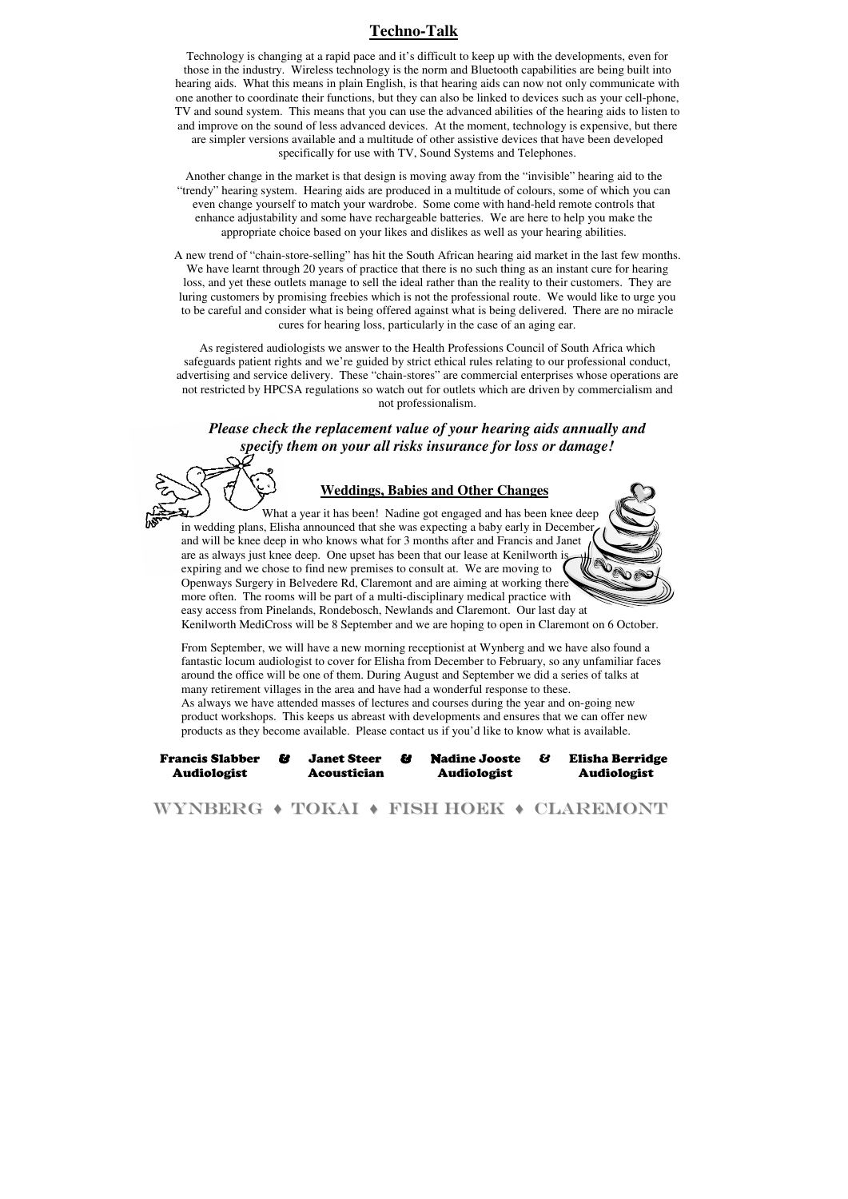## Techno-Talk

Technology is changing at a rapid pace and it's difficult to keep up with the developments, even for those in the industry. Wireless technology is the norm and Bluetooth capabilities are being built into hearing aids. What this means in plain English, is that hearing aids can now not only communicate with one another to coordinate their functions, but they can also be linked to devices such as your cell-phone, TV and sound system. This means that you can use the advanced abilities of the hearing aids to listen to and improve on the sound of less advanced devices. At the moment, technology is expensive, but there are simpler versions available and a multitude of other assistive devices that have been developed specifically for use with TV, Sound Systems and Telephones.

Another change in the market is that design is moving away from the "invisible" hearing aid to the "trendy" hearing system. Hearing aids are produced in a multitude of colours, some of which you can even change yourself to match your wardrobe. Some come with hand-held remote controls that enhance adjustability and some have rechargeable batteries. We are here to help you make the appropriate choice based on your likes and dislikes as well as your hearing abilities.

A new trend of "chain-store-selling" has hit the South African hearing aid market in the last few months. We have learnt through 20 years of practice that there is no such thing as an instant cure for hearing loss, and yet these outlets manage to sell the ideal rather than the reality to their customers. They are luring customers by promising freebies which is not the professional route. We would like to urge you to be careful and consider what is being offered against what is being delivered. There are no miracle cures for hearing loss, particularly in the case of an aging ear.

As registered audiologists we answer to the Health Professions Council of South Africa which safeguards patient rights and we're guided by strict ethical rules relating to our professional conduct, advertising and service delivery. These "chain-stores" are commercial enterprises whose operations are not restricted by HPCSA regulations so watch out for outlets which are driven by commercialism and not professionalism.

***Please check the replacement value of your hearing aids annually and specify them on your all risks insurance for loss or damage!***

### Weddings, Babies and Other Changes

What a year it has been! Nadine got engaged and has been knee deep in wedding plans, Elisha announced that she was expecting a baby early in December and will be knee deep in who knows what for 3 months after and Francis and Janet are as always just knee deep. One upset has been that our lease at Kenilworth is expiring and we chose to find new premises to consult at. We are moving to Openways Surgery in Belvedere Rd, Claremont and are aiming at working there more often. The rooms will be part of a multi-disciplinary medical practice with easy access from Pinelands, Rondebosch, Newlands and Claremont. Our last day at Kenilworth MediCross will be 8 September and we are hoping to open in Claremont on 6 October.

From September, we will have a new morning receptionist at Wynberg and we have also found a fantastic locum audiologist to cover for Elisha from December to February, so any unfamiliar faces around the office will be one of them. During August and September we did a series of talks at many retirement villages in the area and have had a wonderful response to these.
As always we have attended masses of lectures and courses during the year and on-going new product workshops. This keeps us abreast with developments and ensures that we can offer new products as they become available. Please contact us if you'd like to know what is available.

**Francis Slabber** & **Janet Steer** & **Nadine Jooste** & **Elisha Berridge**
**Audiologist** **Acoustician** **Audiologist** **Audiologist**

WYNBERG ♦ TOKAI ♦ FISH HOEK ♦ CLAREMONT